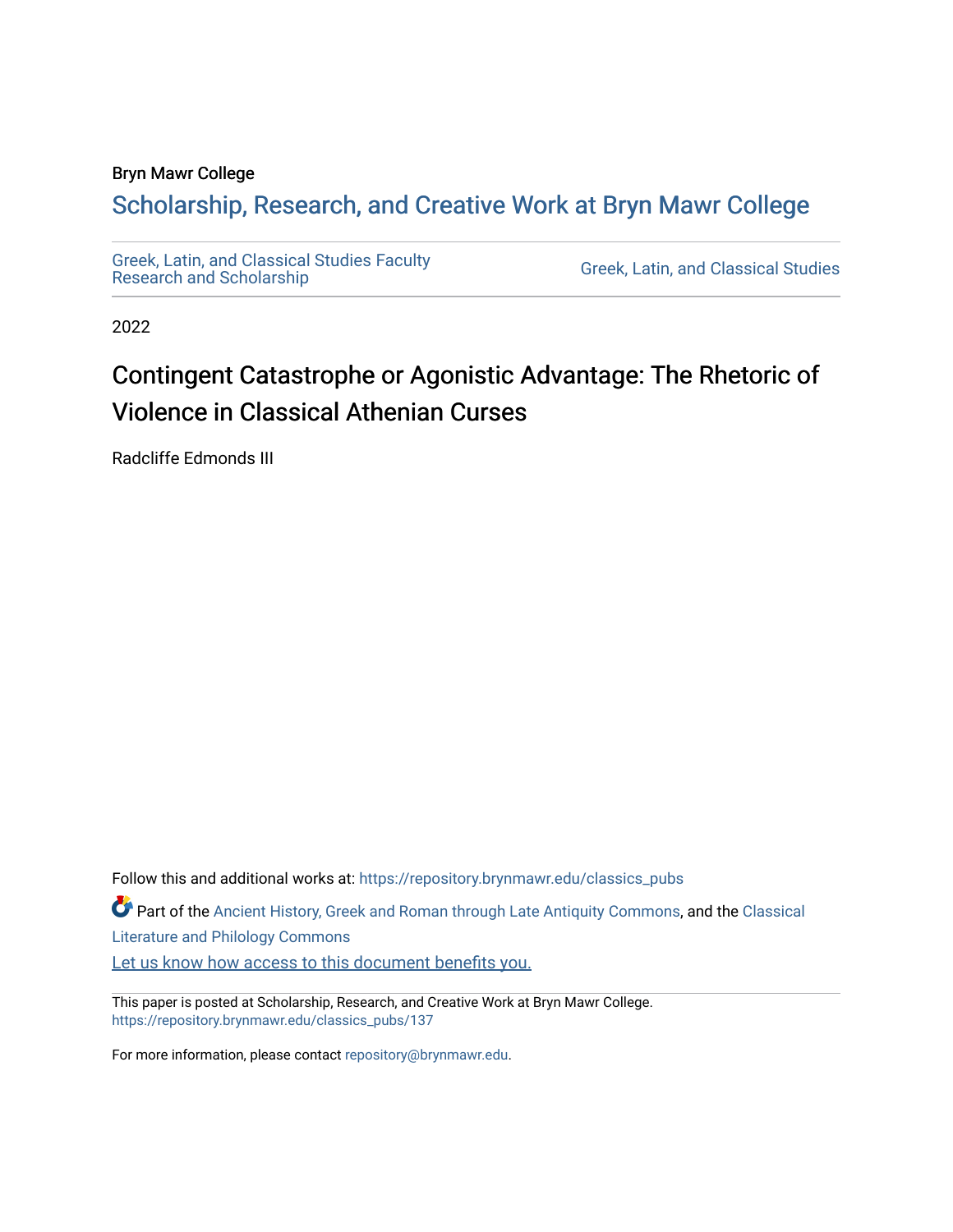Bryn Mawr College

## Scholarship, Research, and Creative Work at Bryn Mawr College

Greek, Latin, and Classical Studies Faculty Research and Scholarship

Greek, Latin, and Classical Studies

2022

# Contingent Catastrophe or Agonistic Advantage: The Rhetoric of Violence in Classical Athenian Curses

Radcliffe Edmonds III

Follow this and additional works at: https://repository.brynmawr.edu/classics_pubs

Part of the Ancient History, Greek and Roman through Late Antiquity Commons, and the Classical Literature and Philology Commons

Let us know how access to this document benefits you.

This paper is posted at Scholarship, Research, and Creative Work at Bryn Mawr College. https://repository.brynmawr.edu/classics_pubs/137

For more information, please contact repository@brynmawr.edu.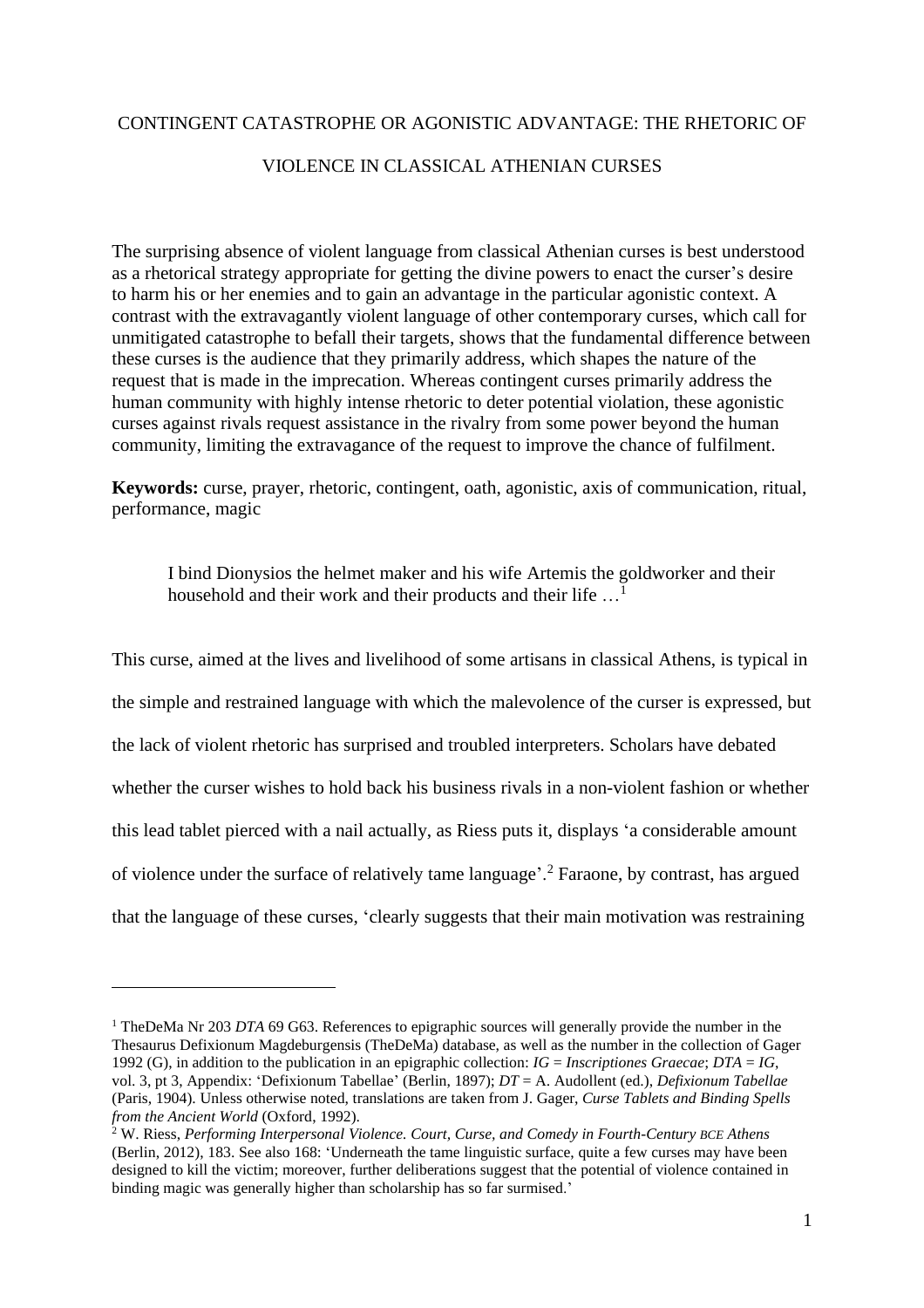CONTINGENT CATASTROPHE OR AGONISTIC ADVANTAGE: THE RHETORIC OF VIOLENCE IN CLASSICAL ATHENIAN CURSES

The surprising absence of violent language from classical Athenian curses is best understood as a rhetorical strategy appropriate for getting the divine powers to enact the curser's desire to harm his or her enemies and to gain an advantage in the particular agonistic context. A contrast with the extravagantly violent language of other contemporary curses, which call for unmitigated catastrophe to befall their targets, shows that the fundamental difference between these curses is the audience that they primarily address, which shapes the nature of the request that is made in the imprecation. Whereas contingent curses primarily address the human community with highly intense rhetoric to deter potential violation, these agonistic curses against rivals request assistance in the rivalry from some power beyond the human community, limiting the extravagance of the request to improve the chance of fulfilment.

**Keywords:** curse, prayer, rhetoric, contingent, oath, agonistic, axis of communication, ritual, performance, magic

> I bind Dionysios the helmet maker and his wife Artemis the goldworker and their household and their work and their products and their life …[1]

This curse, aimed at the lives and livelihood of some artisans in classical Athens, is typical in the simple and restrained language with which the malevolence of the curser is expressed, but the lack of violent rhetoric has surprised and troubled interpreters. Scholars have debated whether the curser wishes to hold back his business rivals in a non-violent fashion or whether this lead tablet pierced with a nail actually, as Riess puts it, displays 'a considerable amount of violence under the surface of relatively tame language'.[2] Faraone, by contrast, has argued that the language of these curses, 'clearly suggests that their main motivation was restraining

---

[1] TheDeMa Nr 203 *DTA* 69 G63. References to epigraphic sources will generally provide the number in the Thesaurus Defixionum Magdeburgensis (TheDeMa) database, as well as the number in the collection of Gager 1992 (G), in addition to the publication in an epigraphic collection: *IG* = *Inscriptiones Graecae*; *DTA* = *IG*, vol. 3, pt 3, Appendix: 'Defixionum Tabellae' (Berlin, 1897); *DT* = A. Audollent (ed.), *Defixionum Tabellae* (Paris, 1904). Unless otherwise noted, translations are taken from J. Gager, *Curse Tablets and Binding Spells from the Ancient World* (Oxford, 1992).

[2] W. Riess, *Performing Interpersonal Violence. Court, Curse, and Comedy in Fourth-Century BCE Athens* (Berlin, 2012), 183. See also 168: 'Underneath the tame linguistic surface, quite a few curses may have been designed to kill the victim; moreover, further deliberations suggest that the potential of violence contained in binding magic was generally higher than scholarship has so far surmised.'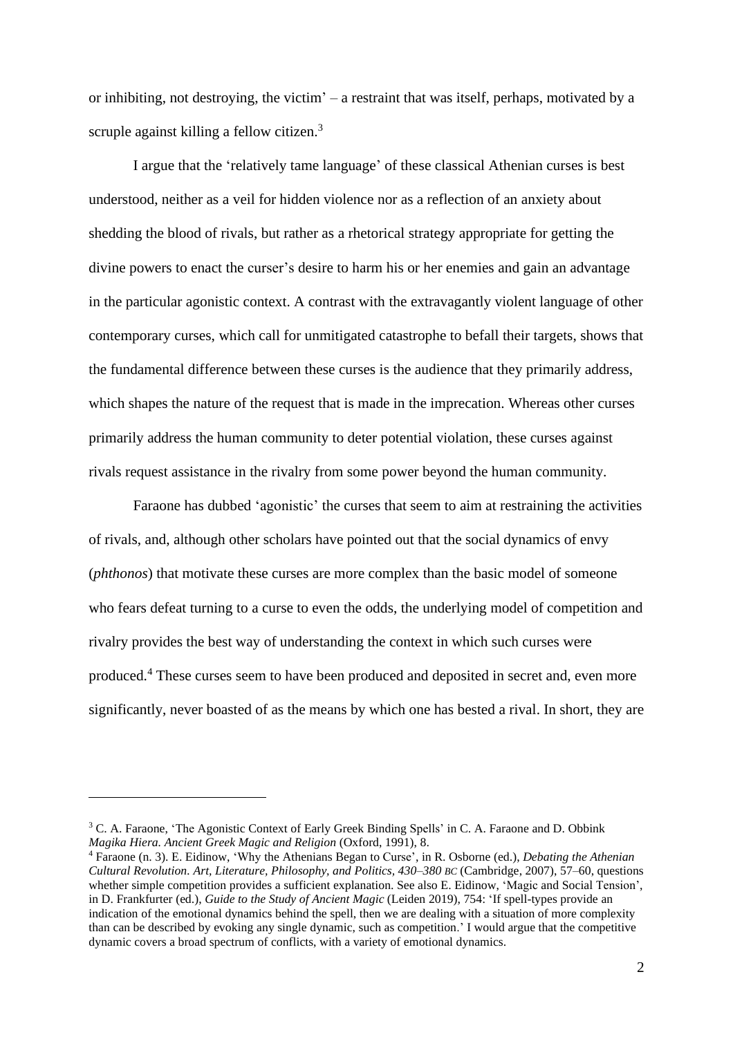or inhibiting, not destroying, the victim' – a restraint that was itself, perhaps, motivated by a scruple against killing a fellow citizen.[3]

I argue that the 'relatively tame language' of these classical Athenian curses is best understood, neither as a veil for hidden violence nor as a reflection of an anxiety about shedding the blood of rivals, but rather as a rhetorical strategy appropriate for getting the divine powers to enact the curser's desire to harm his or her enemies and gain an advantage in the particular agonistic context. A contrast with the extravagantly violent language of other contemporary curses, which call for unmitigated catastrophe to befall their targets, shows that the fundamental difference between these curses is the audience that they primarily address, which shapes the nature of the request that is made in the imprecation. Whereas other curses primarily address the human community to deter potential violation, these curses against rivals request assistance in the rivalry from some power beyond the human community.

Faraone has dubbed 'agonistic' the curses that seem to aim at restraining the activities of rivals, and, although other scholars have pointed out that the social dynamics of envy (*phthonos*) that motivate these curses are more complex than the basic model of someone who fears defeat turning to a curse to even the odds, the underlying model of competition and rivalry provides the best way of understanding the context in which such curses were produced.[4] These curses seem to have been produced and deposited in secret and, even more significantly, never boasted of as the means by which one has bested a rival. In short, they are

---

[3] C. A. Faraone, 'The Agonistic Context of Early Greek Binding Spells' in C. A. Faraone and D. Obbink *Magika Hiera. Ancient Greek Magic and Religion* (Oxford, 1991), 8.

[4] Faraone (n. 3). E. Eidinow, 'Why the Athenians Began to Curse', in R. Osborne (ed.), *Debating the Athenian Cultural Revolution. Art, Literature, Philosophy, and Politics, 430–380 BC* (Cambridge, 2007), 57–60, questions whether simple competition provides a sufficient explanation. See also E. Eidinow, 'Magic and Social Tension', in D. Frankfurter (ed.), *Guide to the Study of Ancient Magic* (Leiden 2019), 754: 'If spell-types provide an indication of the emotional dynamics behind the spell, then we are dealing with a situation of more complexity than can be described by evoking any single dynamic, such as competition.' I would argue that the competitive dynamic covers a broad spectrum of conflicts, with a variety of emotional dynamics.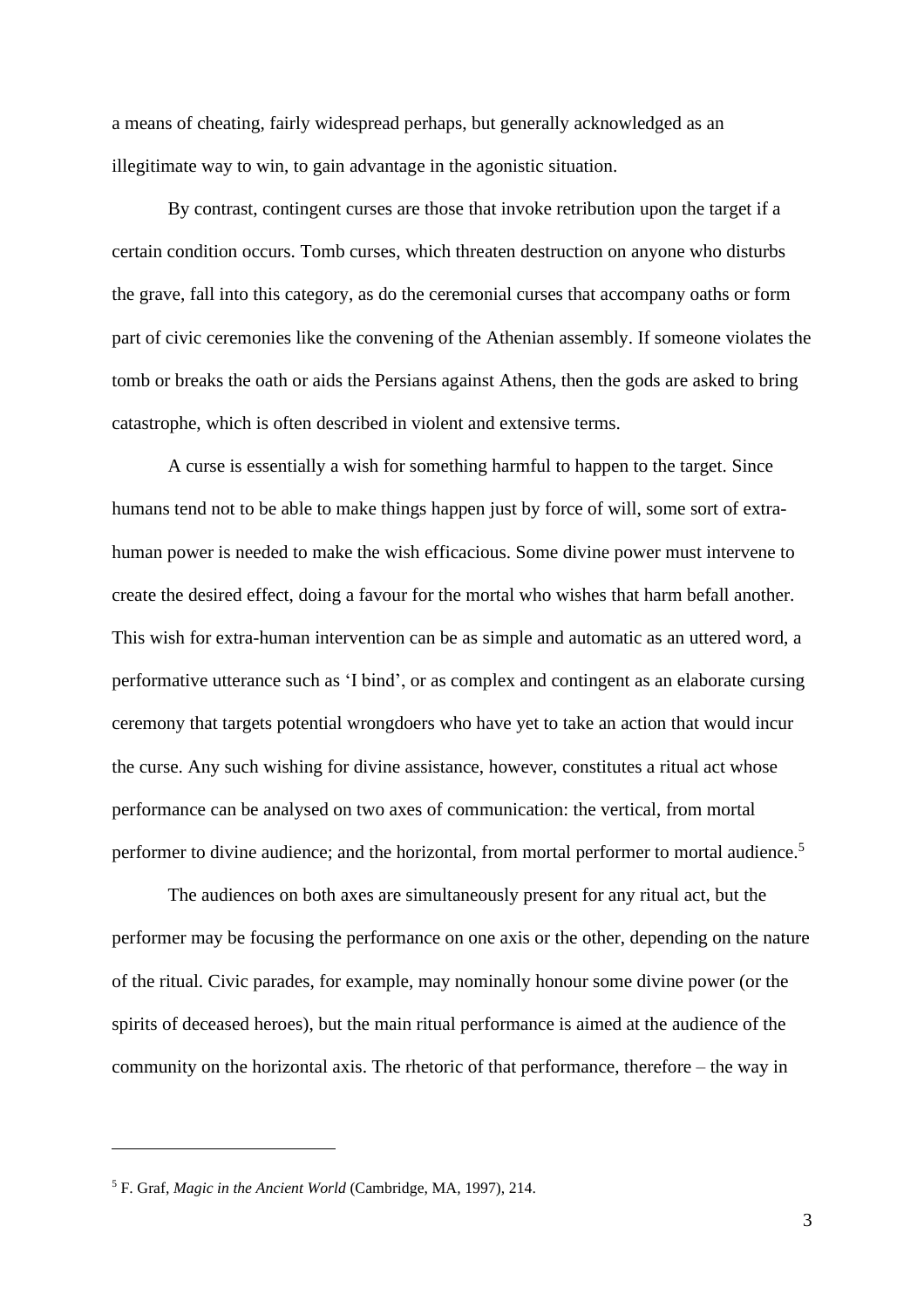a means of cheating, fairly widespread perhaps, but generally acknowledged as an illegitimate way to win, to gain advantage in the agonistic situation.

By contrast, contingent curses are those that invoke retribution upon the target if a certain condition occurs. Tomb curses, which threaten destruction on anyone who disturbs the grave, fall into this category, as do the ceremonial curses that accompany oaths or form part of civic ceremonies like the convening of the Athenian assembly. If someone violates the tomb or breaks the oath or aids the Persians against Athens, then the gods are asked to bring catastrophe, which is often described in violent and extensive terms.

A curse is essentially a wish for something harmful to happen to the target. Since humans tend not to be able to make things happen just by force of will, some sort of extra-human power is needed to make the wish efficacious. Some divine power must intervene to create the desired effect, doing a favour for the mortal who wishes that harm befall another. This wish for extra-human intervention can be as simple and automatic as an uttered word, a performative utterance such as 'I bind', or as complex and contingent as an elaborate cursing ceremony that targets potential wrongdoers who have yet to take an action that would incur the curse. Any such wishing for divine assistance, however, constitutes a ritual act whose performance can be analysed on two axes of communication: the vertical, from mortal performer to divine audience; and the horizontal, from mortal performer to mortal audience.[5]

The audiences on both axes are simultaneously present for any ritual act, but the performer may be focusing the performance on one axis or the other, depending on the nature of the ritual. Civic parades, for example, may nominally honour some divine power (or the spirits of deceased heroes), but the main ritual performance is aimed at the audience of the community on the horizontal axis. The rhetoric of that performance, therefore – the way in

---

[5] F. Graf, *Magic in the Ancient World* (Cambridge, MA, 1997), 214.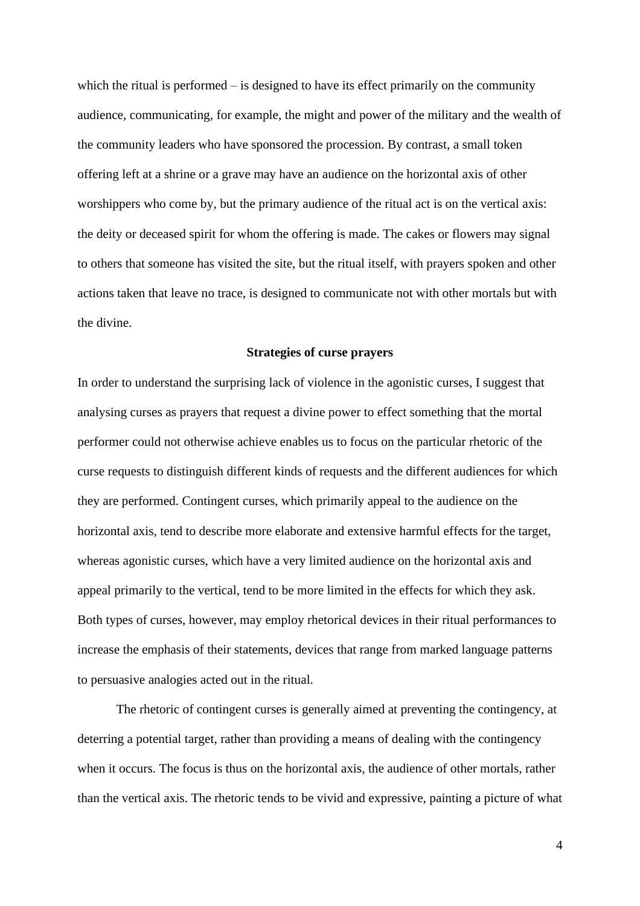which the ritual is performed – is designed to have its effect primarily on the community audience, communicating, for example, the might and power of the military and the wealth of the community leaders who have sponsored the procession. By contrast, a small token offering left at a shrine or a grave may have an audience on the horizontal axis of other worshippers who come by, but the primary audience of the ritual act is on the vertical axis: the deity or deceased spirit for whom the offering is made. The cakes or flowers may signal to others that someone has visited the site, but the ritual itself, with prayers spoken and other actions taken that leave no trace, is designed to communicate not with other mortals but with the divine.

## Strategies of curse prayers

In order to understand the surprising lack of violence in the agonistic curses, I suggest that analysing curses as prayers that request a divine power to effect something that the mortal performer could not otherwise achieve enables us to focus on the particular rhetoric of the curse requests to distinguish different kinds of requests and the different audiences for which they are performed. Contingent curses, which primarily appeal to the audience on the horizontal axis, tend to describe more elaborate and extensive harmful effects for the target, whereas agonistic curses, which have a very limited audience on the horizontal axis and appeal primarily to the vertical, tend to be more limited in the effects for which they ask. Both types of curses, however, may employ rhetorical devices in their ritual performances to increase the emphasis of their statements, devices that range from marked language patterns to persuasive analogies acted out in the ritual.

The rhetoric of contingent curses is generally aimed at preventing the contingency, at deterring a potential target, rather than providing a means of dealing with the contingency when it occurs. The focus is thus on the horizontal axis, the audience of other mortals, rather than the vertical axis. The rhetoric tends to be vivid and expressive, painting a picture of what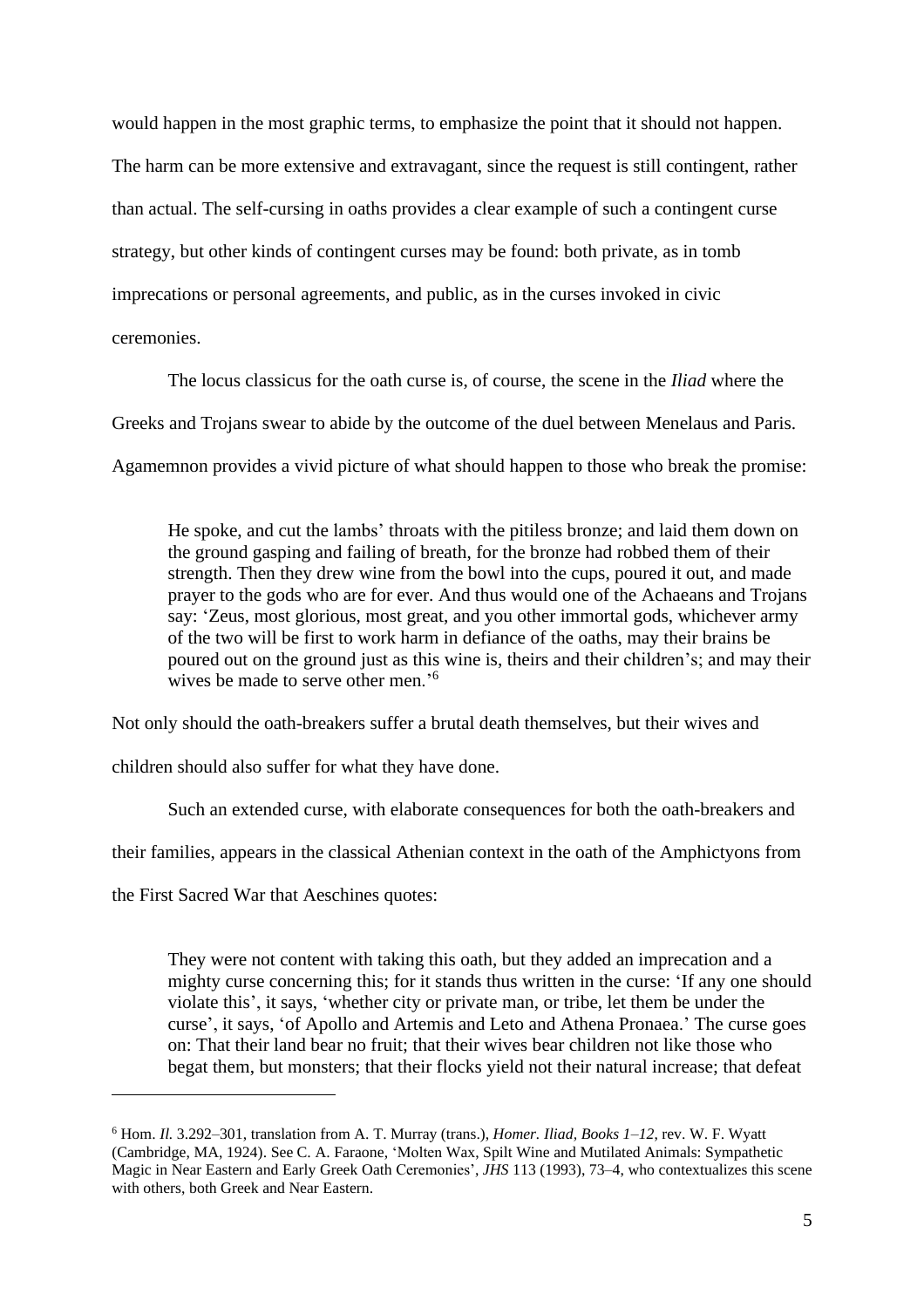would happen in the most graphic terms, to emphasize the point that it should not happen. The harm can be more extensive and extravagant, since the request is still contingent, rather than actual. The self-cursing in oaths provides a clear example of such a contingent curse strategy, but other kinds of contingent curses may be found: both private, as in tomb imprecations or personal agreements, and public, as in the curses invoked in civic ceremonies.

The locus classicus for the oath curse is, of course, the scene in the *Iliad* where the Greeks and Trojans swear to abide by the outcome of the duel between Menelaus and Paris. Agamemnon provides a vivid picture of what should happen to those who break the promise:

> He spoke, and cut the lambs' throats with the pitiless bronze; and laid them down on the ground gasping and failing of breath, for the bronze had robbed them of their strength. Then they drew wine from the bowl into the cups, poured it out, and made prayer to the gods who are for ever. And thus would one of the Achaeans and Trojans say: 'Zeus, most glorious, most great, and you other immortal gods, whichever army of the two will be first to work harm in defiance of the oaths, may their brains be poured out on the ground just as this wine is, theirs and their children's; and may their wives be made to serve other men.'[6]

Not only should the oath-breakers suffer a brutal death themselves, but their wives and children should also suffer for what they have done.

Such an extended curse, with elaborate consequences for both the oath-breakers and their families, appears in the classical Athenian context in the oath of the Amphictyons from the First Sacred War that Aeschines quotes:

> They were not content with taking this oath, but they added an imprecation and a mighty curse concerning this; for it stands thus written in the curse: 'If any one should violate this', it says, 'whether city or private man, or tribe, let them be under the curse', it says, 'of Apollo and Artemis and Leto and Athena Pronaea.' The curse goes on: That their land bear no fruit; that their wives bear children not like those who begat them, but monsters; that their flocks yield not their natural increase; that defeat

[6] Hom. *Il.* 3.292–301, translation from A. T. Murray (trans.), *Homer. Iliad, Books 1–12*, rev. W. F. Wyatt (Cambridge, MA, 1924). See C. A. Faraone, 'Molten Wax, Spilt Wine and Mutilated Animals: Sympathetic Magic in Near Eastern and Early Greek Oath Ceremonies', *JHS* 113 (1993), 73–4, who contextualizes this scene with others, both Greek and Near Eastern.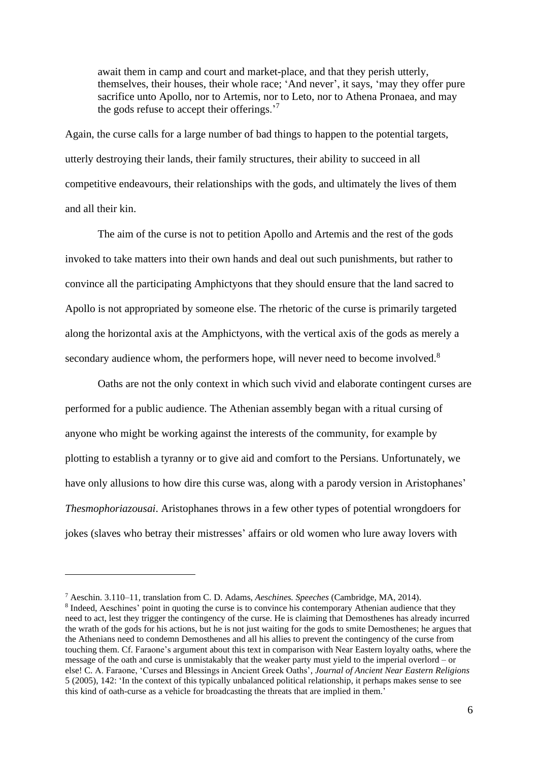> await them in camp and court and market-place, and that they perish utterly, themselves, their houses, their whole race; 'And never', it says, 'may they offer pure sacrifice unto Apollo, nor to Artemis, nor to Leto, nor to Athena Pronaea, and may the gods refuse to accept their offerings.'[7]

Again, the curse calls for a large number of bad things to happen to the potential targets, utterly destroying their lands, their family structures, their ability to succeed in all competitive endeavours, their relationships with the gods, and ultimately the lives of them and all their kin.

The aim of the curse is not to petition Apollo and Artemis and the rest of the gods invoked to take matters into their own hands and deal out such punishments, but rather to convince all the participating Amphictyons that they should ensure that the land sacred to Apollo is not appropriated by someone else. The rhetoric of the curse is primarily targeted along the horizontal axis at the Amphictyons, with the vertical axis of the gods as merely a secondary audience whom, the performers hope, will never need to become involved.[8]

Oaths are not the only context in which such vivid and elaborate contingent curses are performed for a public audience. The Athenian assembly began with a ritual cursing of anyone who might be working against the interests of the community, for example by plotting to establish a tyranny or to give aid and comfort to the Persians. Unfortunately, we have only allusions to how dire this curse was, along with a parody version in Aristophanes' *Thesmophoriazousai*. Aristophanes throws in a few other types of potential wrongdoers for jokes (slaves who betray their mistresses' affairs or old women who lure away lovers with

---

[7] Aeschin. 3.110–11, translation from C. D. Adams, *Aeschines. Speeches* (Cambridge, MA, 2014).

[8] Indeed, Aeschines' point in quoting the curse is to convince his contemporary Athenian audience that they need to act, lest they trigger the contingency of the curse. He is claiming that Demosthenes has already incurred the wrath of the gods for his actions, but he is not just waiting for the gods to smite Demosthenes; he argues that the Athenians need to condemn Demosthenes and all his allies to prevent the contingency of the curse from touching them. Cf. Faraone's argument about this text in comparison with Near Eastern loyalty oaths, where the message of the oath and curse is unmistakably that the weaker party must yield to the imperial overlord – or else! C. A. Faraone, 'Curses and Blessings in Ancient Greek Oaths', *Journal of Ancient Near Eastern Religions* 5 (2005), 142: 'In the context of this typically unbalanced political relationship, it perhaps makes sense to see this kind of oath-curse as a vehicle for broadcasting the threats that are implied in them.'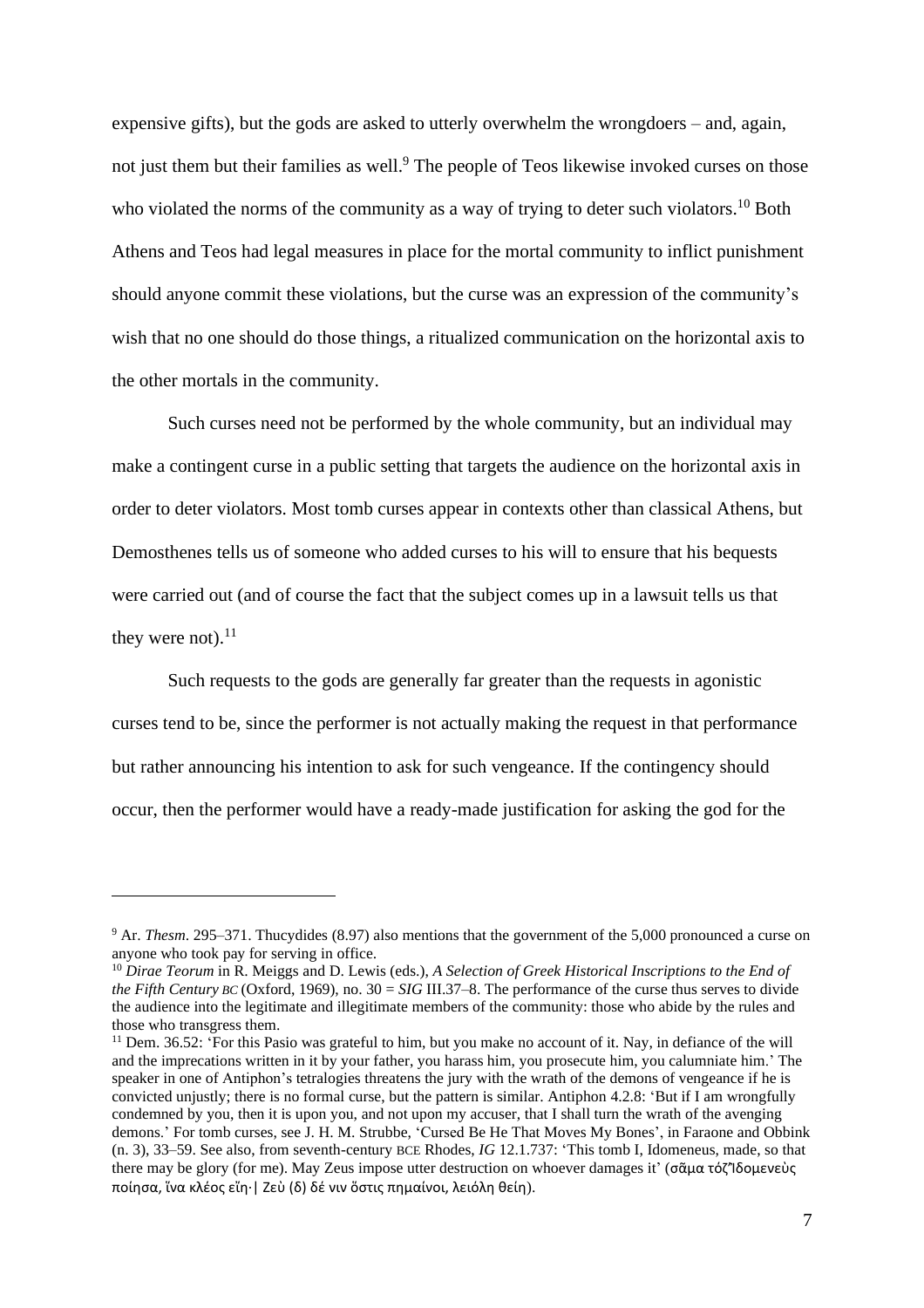expensive gifts), but the gods are asked to utterly overwhelm the wrongdoers – and, again, not just them but their families as well.[9] The people of Teos likewise invoked curses on those who violated the norms of the community as a way of trying to deter such violators.[10] Both Athens and Teos had legal measures in place for the mortal community to inflict punishment should anyone commit these violations, but the curse was an expression of the community's wish that no one should do those things, a ritualized communication on the horizontal axis to the other mortals in the community.

Such curses need not be performed by the whole community, but an individual may make a contingent curse in a public setting that targets the audience on the horizontal axis in order to deter violators. Most tomb curses appear in contexts other than classical Athens, but Demosthenes tells us of someone who added curses to his will to ensure that his bequests were carried out (and of course the fact that the subject comes up in a lawsuit tells us that they were not).[11]

Such requests to the gods are generally far greater than the requests in agonistic curses tend to be, since the performer is not actually making the request in that performance but rather announcing his intention to ask for such vengeance. If the contingency should occur, then the performer would have a ready-made justification for asking the god for the

---

[9] Ar. *Thesm*. 295–371. Thucydides (8.97) also mentions that the government of the 5,000 pronounced a curse on anyone who took pay for serving in office.

[10] *Dirae Teorum* in R. Meiggs and D. Lewis (eds.), *A Selection of Greek Historical Inscriptions to the End of the Fifth Century BC* (Oxford, 1969), no. 30 = *SIG* III.37–8. The performance of the curse thus serves to divide the audience into the legitimate and illegitimate members of the community: those who abide by the rules and those who transgress them.

[11] Dem. 36.52: 'For this Pasio was grateful to him, but you make no account of it. Nay, in defiance of the will and the imprecations written in it by your father, you harass him, you prosecute him, you calumniate him.' The speaker in one of Antiphon's tetralogies threatens the jury with the wrath of the demons of vengeance if he is convicted unjustly; there is no formal curse, but the pattern is similar. Antiphon 4.2.8: 'But if I am wrongfully condemned by you, then it is upon you, and not upon my accuser, that I shall turn the wrath of the avenging demons.' For tomb curses, see J. H. M. Strubbe, 'Cursed Be He That Moves My Bones', in Faraone and Obbink (n. 3), 33–59. See also, from seventh-century BCE Rhodes, *IG* 12.1.737: 'This tomb I, Idomeneus, made, so that there may be glory (for me). May Zeus impose utter destruction on whoever damages it' (σᾶμα τόζ'Ιδομενεὺς ποίησα, ἵνα κλέος εἴη·| Ζεὺ (δ) δέ νιν ὅστις πημαίνοι, λειόλη θείη).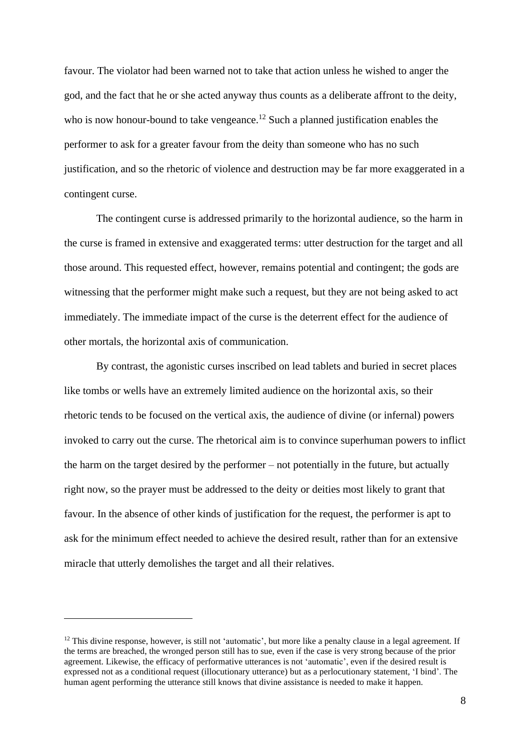favour. The violator had been warned not to take that action unless he wished to anger the god, and the fact that he or she acted anyway thus counts as a deliberate affront to the deity, who is now honour-bound to take vengeance.[12] Such a planned justification enables the performer to ask for a greater favour from the deity than someone who has no such justification, and so the rhetoric of violence and destruction may be far more exaggerated in a contingent curse.

The contingent curse is addressed primarily to the horizontal audience, so the harm in the curse is framed in extensive and exaggerated terms: utter destruction for the target and all those around. This requested effect, however, remains potential and contingent; the gods are witnessing that the performer might make such a request, but they are not being asked to act immediately. The immediate impact of the curse is the deterrent effect for the audience of other mortals, the horizontal axis of communication.

By contrast, the agonistic curses inscribed on lead tablets and buried in secret places like tombs or wells have an extremely limited audience on the horizontal axis, so their rhetoric tends to be focused on the vertical axis, the audience of divine (or infernal) powers invoked to carry out the curse. The rhetorical aim is to convince superhuman powers to inflict the harm on the target desired by the performer – not potentially in the future, but actually right now, so the prayer must be addressed to the deity or deities most likely to grant that favour. In the absence of other kinds of justification for the request, the performer is apt to ask for the minimum effect needed to achieve the desired result, rather than for an extensive miracle that utterly demolishes the target and all their relatives.

[12] This divine response, however, is still not 'automatic', but more like a penalty clause in a legal agreement. If the terms are breached, the wronged person still has to sue, even if the case is very strong because of the prior agreement. Likewise, the efficacy of performative utterances is not 'automatic', even if the desired result is expressed not as a conditional request (illocutionary utterance) but as a perlocutionary statement, 'I bind'. The human agent performing the utterance still knows that divine assistance is needed to make it happen.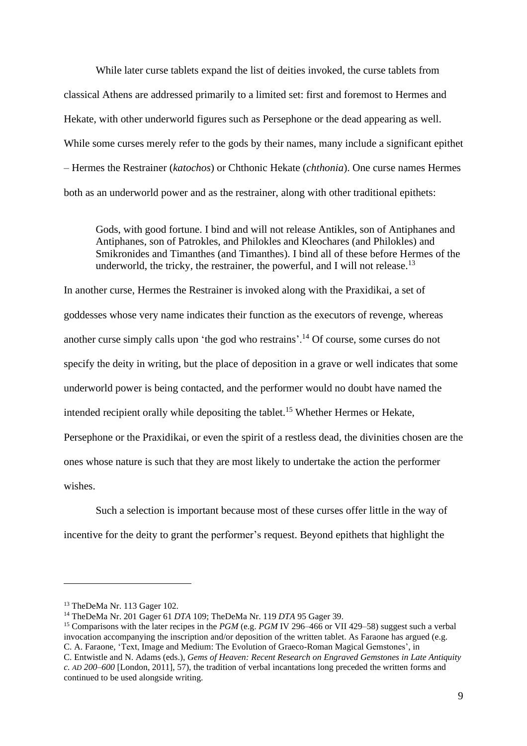While later curse tablets expand the list of deities invoked, the curse tablets from classical Athens are addressed primarily to a limited set: first and foremost to Hermes and Hekate, with other underworld figures such as Persephone or the dead appearing as well. While some curses merely refer to the gods by their names, many include a significant epithet – Hermes the Restrainer (*katochos*) or Chthonic Hekate (*chthonia*). One curse names Hermes both as an underworld power and as the restrainer, along with other traditional epithets:

> Gods, with good fortune. I bind and will not release Antikles, son of Antiphanes and Antiphanes, son of Patrokles, and Philokles and Kleochares (and Philokles) and Smikronides and Timanthes (and Timanthes). I bind all of these before Hermes of the underworld, the tricky, the restrainer, the powerful, and I will not release.[13]

In another curse, Hermes the Restrainer is invoked along with the Praxidikai, a set of goddesses whose very name indicates their function as the executors of revenge, whereas another curse simply calls upon 'the god who restrains'.[14] Of course, some curses do not specify the deity in writing, but the place of deposition in a grave or well indicates that some underworld power is being contacted, and the performer would no doubt have named the intended recipient orally while depositing the tablet.[15] Whether Hermes or Hekate, Persephone or the Praxidikai, or even the spirit of a restless dead, the divinities chosen are the ones whose nature is such that they are most likely to undertake the action the performer wishes.

Such a selection is important because most of these curses offer little in the way of incentive for the deity to grant the performer's request. Beyond epithets that highlight the

---

[13] TheDeMa Nr. 113 Gager 102.

[14] TheDeMa Nr. 201 Gager 61 *DTA* 109; TheDeMa Nr. 119 *DTA* 95 Gager 39.

[15] Comparisons with the later recipes in the *PGM* (e.g. *PGM* IV 296–466 or VII 429–58) suggest such a verbal invocation accompanying the inscription and/or deposition of the written tablet. As Faraone has argued (e.g. C. A. Faraone, 'Text, Image and Medium: The Evolution of Graeco-Roman Magical Gemstones', in C. Entwistle and N. Adams (eds.), *Gems of Heaven: Recent Research on Engraved Gemstones in Late Antiquity c. AD 200–600* [London, 2011], 57), the tradition of verbal incantations long preceded the written forms and continued to be used alongside writing.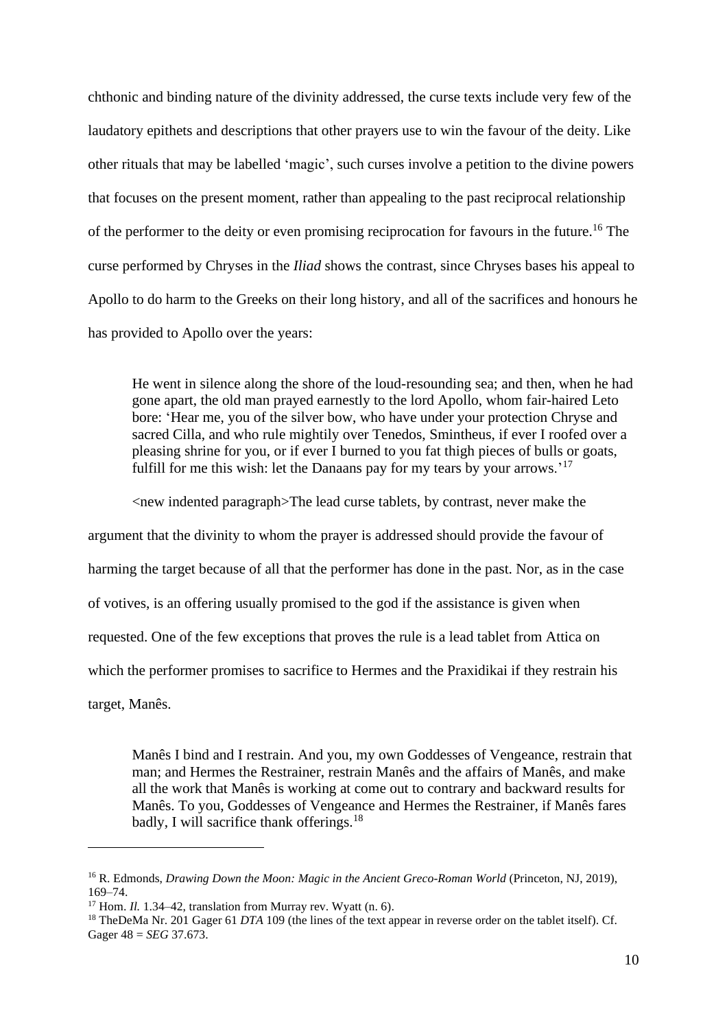chthonic and binding nature of the divinity addressed, the curse texts include very few of the laudatory epithets and descriptions that other prayers use to win the favour of the deity. Like other rituals that may be labelled 'magic', such curses involve a petition to the divine powers that focuses on the present moment, rather than appealing to the past reciprocal relationship of the performer to the deity or even promising reciprocation for favours in the future.[16] The curse performed by Chryses in the *Iliad* shows the contrast, since Chryses bases his appeal to Apollo to do harm to the Greeks on their long history, and all of the sacrifices and honours he has provided to Apollo over the years:

> He went in silence along the shore of the loud-resounding sea; and then, when he had gone apart, the old man prayed earnestly to the lord Apollo, whom fair-haired Leto bore: 'Hear me, you of the silver bow, who have under your protection Chryse and sacred Cilla, and who rule mightily over Tenedos, Smintheus, if ever I roofed over a pleasing shrine for you, or if ever I burned to you fat thigh pieces of bulls or goats, fulfill for me this wish: let the Danaans pay for my tears by your arrows.'[17]

<new indented paragraph>The lead curse tablets, by contrast, never make the argument that the divinity to whom the prayer is addressed should provide the favour of harming the target because of all that the performer has done in the past. Nor, as in the case of votives, is an offering usually promised to the god if the assistance is given when requested. One of the few exceptions that proves the rule is a lead tablet from Attica on which the performer promises to sacrifice to Hermes and the Praxidikai if they restrain his target, Manês.

> Manês I bind and I restrain. And you, my own Goddesses of Vengeance, restrain that man; and Hermes the Restrainer, restrain Manês and the affairs of Manês, and make all the work that Manês is working at come out to contrary and backward results for Manês. To you, Goddesses of Vengeance and Hermes the Restrainer, if Manês fares badly, I will sacrifice thank offerings.[18]

---

[16] R. Edmonds, *Drawing Down the Moon: Magic in the Ancient Greco-Roman World* (Princeton, NJ, 2019), 169–74.

[17] Hom. *Il.* 1.34–42, translation from Murray rev. Wyatt (n. 6).

[18] TheDeMa Nr. 201 Gager 61 *DTA* 109 (the lines of the text appear in reverse order on the tablet itself). Cf. Gager 48 = *SEG* 37.673.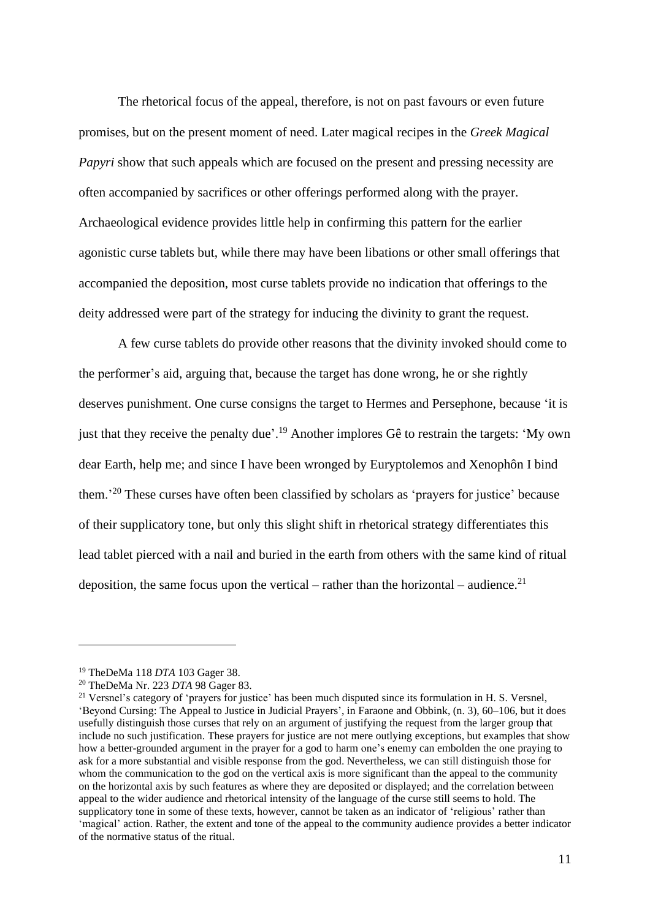The rhetorical focus of the appeal, therefore, is not on past favours or even future promises, but on the present moment of need. Later magical recipes in the *Greek Magical Papyri* show that such appeals which are focused on the present and pressing necessity are often accompanied by sacrifices or other offerings performed along with the prayer. Archaeological evidence provides little help in confirming this pattern for the earlier agonistic curse tablets but, while there may have been libations or other small offerings that accompanied the deposition, most curse tablets provide no indication that offerings to the deity addressed were part of the strategy for inducing the divinity to grant the request.

A few curse tablets do provide other reasons that the divinity invoked should come to the performer's aid, arguing that, because the target has done wrong, he or she rightly deserves punishment. One curse consigns the target to Hermes and Persephone, because 'it is just that they receive the penalty due'.[19] Another implores Gê to restrain the targets: 'My own dear Earth, help me; and since I have been wronged by Euryptolemos and Xenophôn I bind them.'[20] These curses have often been classified by scholars as 'prayers for justice' because of their supplicatory tone, but only this slight shift in rhetorical strategy differentiates this lead tablet pierced with a nail and buried in the earth from others with the same kind of ritual deposition, the same focus upon the vertical – rather than the horizontal – audience.[21]

---

[19] TheDeMa 118 *DTA* 103 Gager 38.

[20] TheDeMa Nr. 223 *DTA* 98 Gager 83.

[21] Versnel's category of 'prayers for justice' has been much disputed since its formulation in H. S. Versnel, 'Beyond Cursing: The Appeal to Justice in Judicial Prayers', in Faraone and Obbink, (n. 3), 60–106, but it does usefully distinguish those curses that rely on an argument of justifying the request from the larger group that include no such justification. These prayers for justice are not mere outlying exceptions, but examples that show how a better-grounded argument in the prayer for a god to harm one's enemy can embolden the one praying to ask for a more substantial and visible response from the god. Nevertheless, we can still distinguish those for whom the communication to the god on the vertical axis is more significant than the appeal to the community on the horizontal axis by such features as where they are deposited or displayed; and the correlation between appeal to the wider audience and rhetorical intensity of the language of the curse still seems to hold. The supplicatory tone in some of these texts, however, cannot be taken as an indicator of 'religious' rather than 'magical' action. Rather, the extent and tone of the appeal to the community audience provides a better indicator of the normative status of the ritual.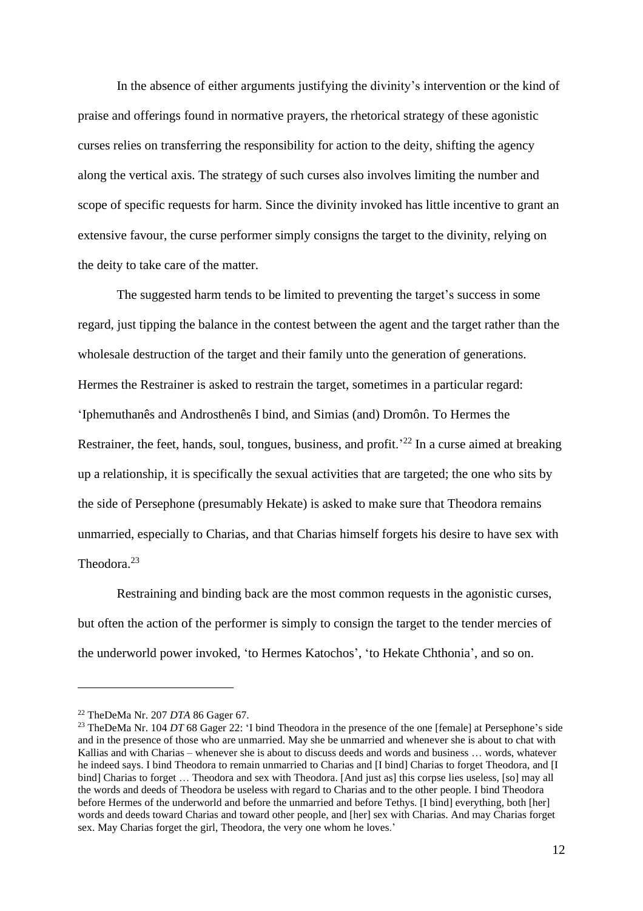In the absence of either arguments justifying the divinity's intervention or the kind of praise and offerings found in normative prayers, the rhetorical strategy of these agonistic curses relies on transferring the responsibility for action to the deity, shifting the agency along the vertical axis. The strategy of such curses also involves limiting the number and scope of specific requests for harm. Since the divinity invoked has little incentive to grant an extensive favour, the curse performer simply consigns the target to the divinity, relying on the deity to take care of the matter.

The suggested harm tends to be limited to preventing the target's success in some regard, just tipping the balance in the contest between the agent and the target rather than the wholesale destruction of the target and their family unto the generation of generations. Hermes the Restrainer is asked to restrain the target, sometimes in a particular regard: 'Iphemuthanês and Androsthenês I bind, and Simias (and) Dromôn. To Hermes the Restrainer, the feet, hands, soul, tongues, business, and profit.'[22] In a curse aimed at breaking up a relationship, it is specifically the sexual activities that are targeted; the one who sits by the side of Persephone (presumably Hekate) is asked to make sure that Theodora remains unmarried, especially to Charias, and that Charias himself forgets his desire to have sex with Theodora.[23]

Restraining and binding back are the most common requests in the agonistic curses, but often the action of the performer is simply to consign the target to the tender mercies of the underworld power invoked, 'to Hermes Katochos', 'to Hekate Chthonia', and so on.

---

[22] TheDeMa Nr. 207 *DTA* 86 Gager 67.

[23] TheDeMa Nr. 104 *DT* 68 Gager 22: 'I bind Theodora in the presence of the one [female] at Persephone's side and in the presence of those who are unmarried. May she be unmarried and whenever she is about to chat with Kallias and with Charias – whenever she is about to discuss deeds and words and business … words, whatever he indeed says. I bind Theodora to remain unmarried to Charias and [I bind] Charias to forget Theodora, and [I bind] Charias to forget … Theodora and sex with Theodora. [And just as] this corpse lies useless, [so] may all the words and deeds of Theodora be useless with regard to Charias and to the other people. I bind Theodora before Hermes of the underworld and before the unmarried and before Tethys. [I bind] everything, both [her] words and deeds toward Charias and toward other people, and [her] sex with Charias. And may Charias forget sex. May Charias forget the girl, Theodora, the very one whom he loves.'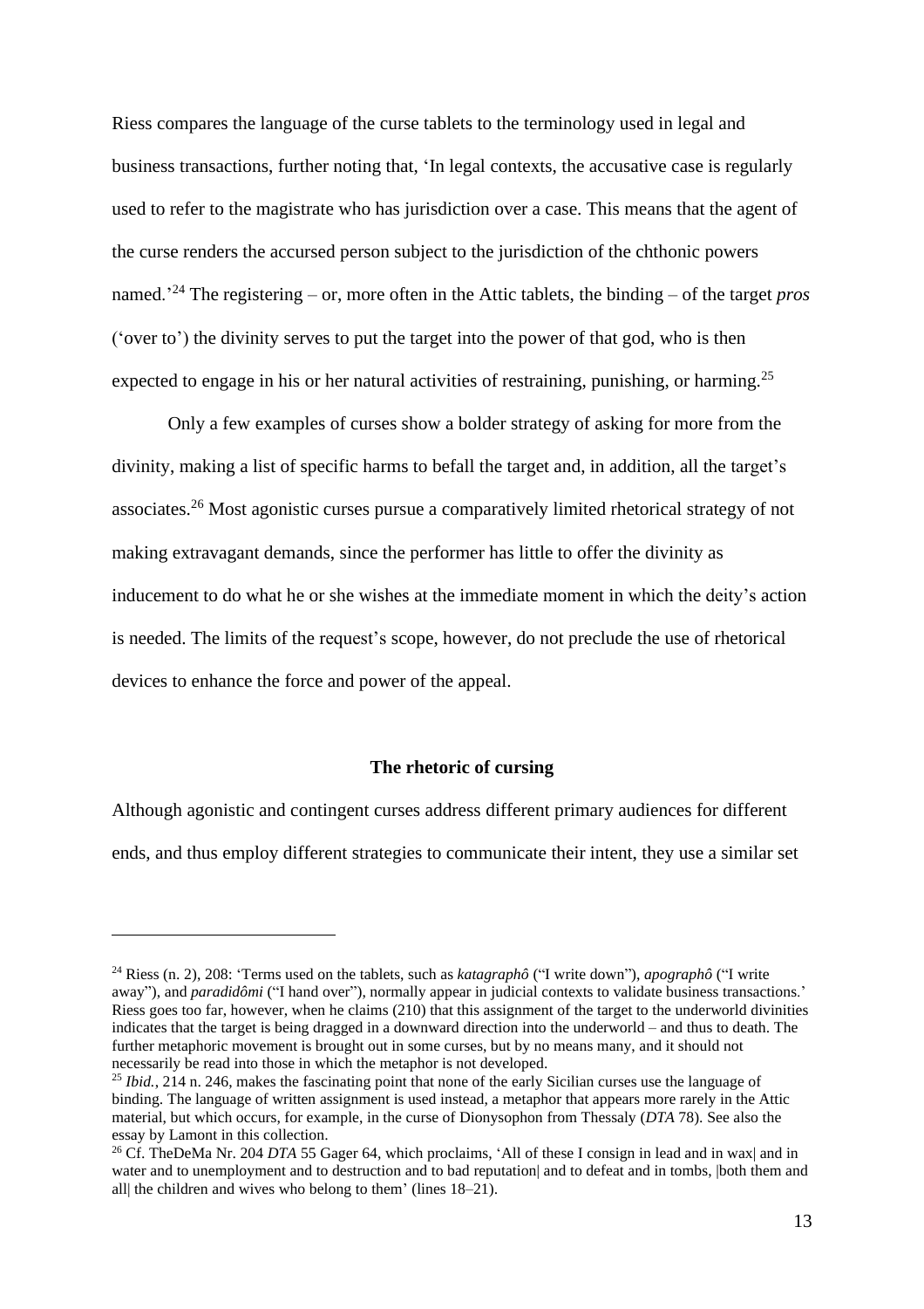Riess compares the language of the curse tablets to the terminology used in legal and business transactions, further noting that, 'In legal contexts, the accusative case is regularly used to refer to the magistrate who has jurisdiction over a case. This means that the agent of the curse renders the accursed person subject to the jurisdiction of the chthonic powers named.'[24] The registering – or, more often in the Attic tablets, the binding – of the target *pros* ('over to') the divinity serves to put the target into the power of that god, who is then expected to engage in his or her natural activities of restraining, punishing, or harming.[25]

Only a few examples of curses show a bolder strategy of asking for more from the divinity, making a list of specific harms to befall the target and, in addition, all the target's associates.[26] Most agonistic curses pursue a comparatively limited rhetorical strategy of not making extravagant demands, since the performer has little to offer the divinity as inducement to do what he or she wishes at the immediate moment in which the deity's action is needed. The limits of the request's scope, however, do not preclude the use of rhetorical devices to enhance the force and power of the appeal.

## The rhetoric of cursing

Although agonistic and contingent curses address different primary audiences for different ends, and thus employ different strategies to communicate their intent, they use a similar set

---

[24] Riess (n. 2), 208: 'Terms used on the tablets, such as *katagraphô* ("I write down"), *apographô* ("I write away"), and *paradidômi* ("I hand over"), normally appear in judicial contexts to validate business transactions.' Riess goes too far, however, when he claims (210) that this assignment of the target to the underworld divinities indicates that the target is being dragged in a downward direction into the underworld – and thus to death. The further metaphoric movement is brought out in some curses, but by no means many, and it should not necessarily be read into those in which the metaphor is not developed.

[25] *Ibid.*, 214 n. 246, makes the fascinating point that none of the early Sicilian curses use the language of binding. The language of written assignment is used instead, a metaphor that appears more rarely in the Attic material, but which occurs, for example, in the curse of Dionysophon from Thessaly (*DTA* 78). See also the essay by Lamont in this collection.

[26] Cf. TheDeMa Nr. 204 *DTA* 55 Gager 64, which proclaims, 'All of these I consign in lead and in wax| and in water and to unemployment and to destruction and to bad reputation| and to defeat and in tombs, |both them and all| the children and wives who belong to them' (lines 18–21).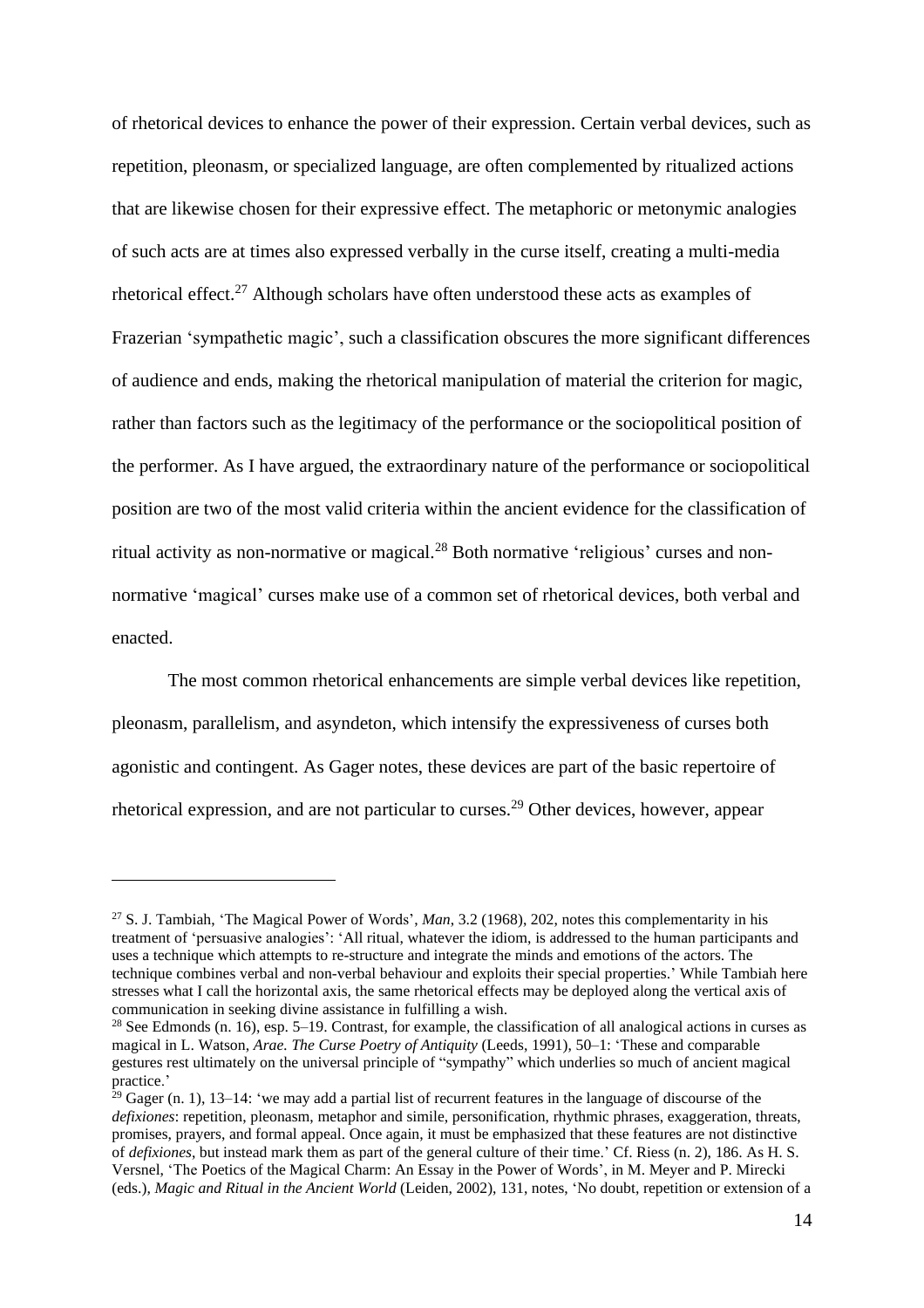of rhetorical devices to enhance the power of their expression. Certain verbal devices, such as repetition, pleonasm, or specialized language, are often complemented by ritualized actions that are likewise chosen for their expressive effect. The metaphoric or metonymic analogies of such acts are at times also expressed verbally in the curse itself, creating a multi-media rhetorical effect.[27] Although scholars have often understood these acts as examples of Frazerian 'sympathetic magic', such a classification obscures the more significant differences of audience and ends, making the rhetorical manipulation of material the criterion for magic, rather than factors such as the legitimacy of the performance or the sociopolitical position of the performer. As I have argued, the extraordinary nature of the performance or sociopolitical position are two of the most valid criteria within the ancient evidence for the classification of ritual activity as non-normative or magical.[28] Both normative 'religious' curses and non-normative 'magical' curses make use of a common set of rhetorical devices, both verbal and enacted.

The most common rhetorical enhancements are simple verbal devices like repetition, pleonasm, parallelism, and asyndeton, which intensify the expressiveness of curses both agonistic and contingent. As Gager notes, these devices are part of the basic repertoire of rhetorical expression, and are not particular to curses.[29] Other devices, however, appear

---

[27] S. J. Tambiah, 'The Magical Power of Words', *Man*, 3.2 (1968), 202, notes this complementarity in his treatment of 'persuasive analogies': 'All ritual, whatever the idiom, is addressed to the human participants and uses a technique which attempts to re-structure and integrate the minds and emotions of the actors. The technique combines verbal and non-verbal behaviour and exploits their special properties.' While Tambiah here stresses what I call the horizontal axis, the same rhetorical effects may be deployed along the vertical axis of communication in seeking divine assistance in fulfilling a wish.

[28] See Edmonds (n. 16), esp. 5–19. Contrast, for example, the classification of all analogical actions in curses as magical in L. Watson, *Arae. The Curse Poetry of Antiquity* (Leeds, 1991), 50–1: 'These and comparable gestures rest ultimately on the universal principle of "sympathy" which underlies so much of ancient magical practice.'

[29] Gager (n. 1), 13–14: 'we may add a partial list of recurrent features in the language of discourse of the *defixiones*: repetition, pleonasm, metaphor and simile, personification, rhythmic phrases, exaggeration, threats, promises, prayers, and formal appeal. Once again, it must be emphasized that these features are not distinctive of *defixiones*, but instead mark them as part of the general culture of their time.' Cf. Riess (n. 2), 186. As H. S. Versnel, 'The Poetics of the Magical Charm: An Essay in the Power of Words', in M. Meyer and P. Mirecki (eds.), *Magic and Ritual in the Ancient World* (Leiden, 2002), 131, notes, 'No doubt, repetition or extension of a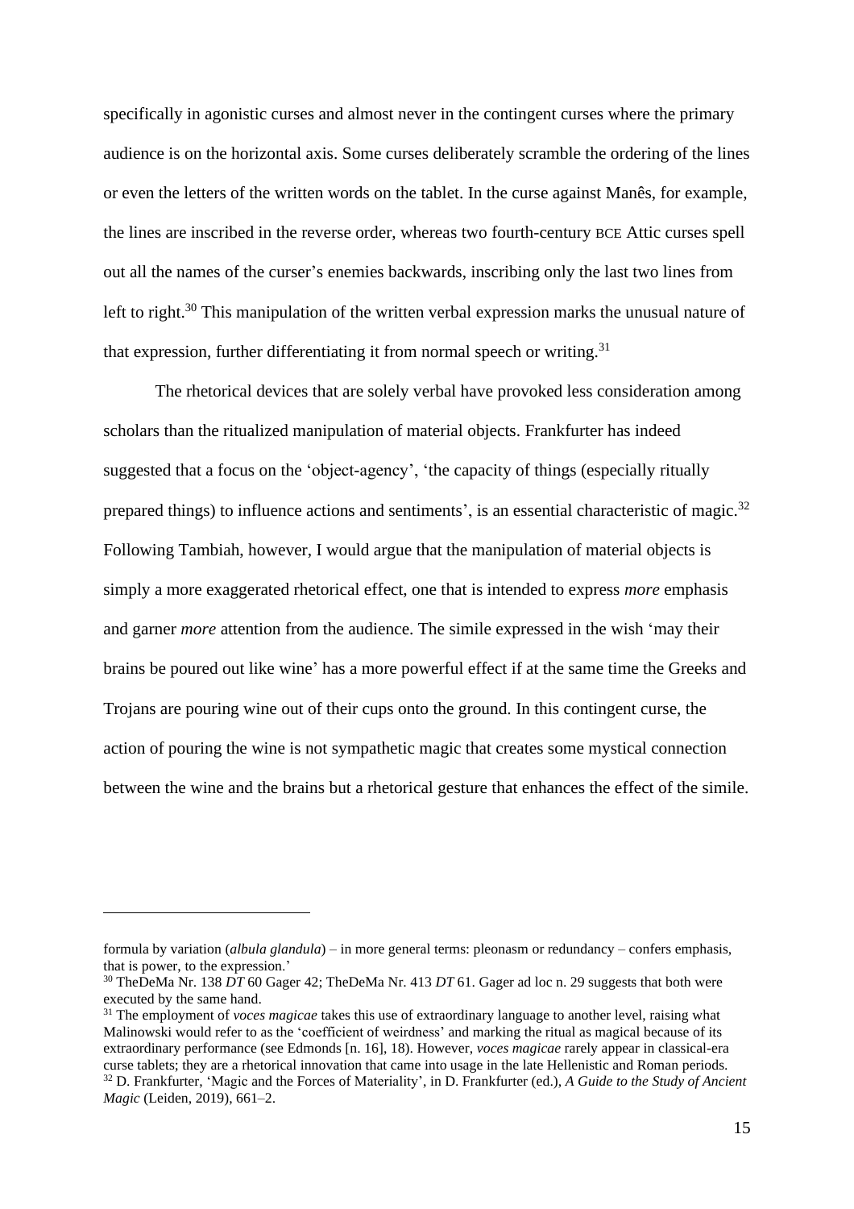specifically in agonistic curses and almost never in the contingent curses where the primary audience is on the horizontal axis. Some curses deliberately scramble the ordering of the lines or even the letters of the written words on the tablet. In the curse against Manês, for example, the lines are inscribed in the reverse order, whereas two fourth-century BCE Attic curses spell out all the names of the curser's enemies backwards, inscribing only the last two lines from left to right.[30] This manipulation of the written verbal expression marks the unusual nature of that expression, further differentiating it from normal speech or writing.[31]

The rhetorical devices that are solely verbal have provoked less consideration among scholars than the ritualized manipulation of material objects. Frankfurter has indeed suggested that a focus on the 'object-agency', 'the capacity of things (especially ritually prepared things) to influence actions and sentiments', is an essential characteristic of magic.[32] Following Tambiah, however, I would argue that the manipulation of material objects is simply a more exaggerated rhetorical effect, one that is intended to express *more* emphasis and garner *more* attention from the audience. The simile expressed in the wish 'may their brains be poured out like wine' has a more powerful effect if at the same time the Greeks and Trojans are pouring wine out of their cups onto the ground. In this contingent curse, the action of pouring the wine is not sympathetic magic that creates some mystical connection between the wine and the brains but a rhetorical gesture that enhances the effect of the simile.

---

formula by variation (*albula glandula*) – in more general terms: pleonasm or redundancy – confers emphasis, that is power, to the expression.'

[30] TheDeMa Nr. 138 *DT* 60 Gager 42; TheDeMa Nr. 413 *DT* 61. Gager ad loc n. 29 suggests that both were executed by the same hand.

[31] The employment of *voces magicae* takes this use of extraordinary language to another level, raising what Malinowski would refer to as the 'coefficient of weirdness' and marking the ritual as magical because of its extraordinary performance (see Edmonds [n. 16], 18). However, *voces magicae* rarely appear in classical-era curse tablets; they are a rhetorical innovation that came into usage in the late Hellenistic and Roman periods.

[32] D. Frankfurter, 'Magic and the Forces of Materiality', in D. Frankfurter (ed.), *A Guide to the Study of Ancient Magic* (Leiden, 2019), 661–2.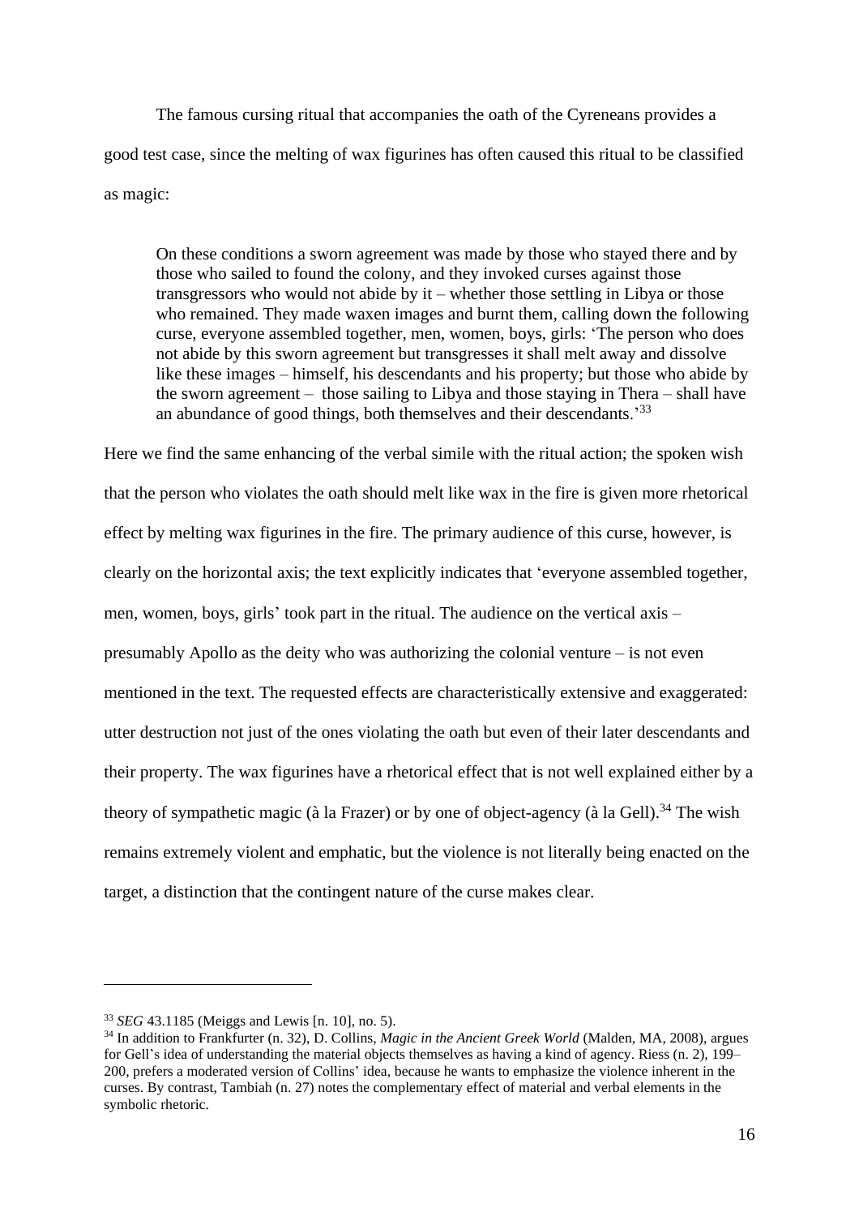The famous cursing ritual that accompanies the oath of the Cyreneans provides a good test case, since the melting of wax figurines has often caused this ritual to be classified as magic:

> On these conditions a sworn agreement was made by those who stayed there and by those who sailed to found the colony, and they invoked curses against those transgressors who would not abide by it – whether those settling in Libya or those who remained. They made waxen images and burnt them, calling down the following curse, everyone assembled together, men, women, boys, girls: 'The person who does not abide by this sworn agreement but transgresses it shall melt away and dissolve like these images – himself, his descendants and his property; but those who abide by the sworn agreement – those sailing to Libya and those staying in Thera – shall have an abundance of good things, both themselves and their descendants.'[33]

Here we find the same enhancing of the verbal simile with the ritual action; the spoken wish that the person who violates the oath should melt like wax in the fire is given more rhetorical effect by melting wax figurines in the fire. The primary audience of this curse, however, is clearly on the horizontal axis; the text explicitly indicates that 'everyone assembled together, men, women, boys, girls' took part in the ritual. The audience on the vertical axis – presumably Apollo as the deity who was authorizing the colonial venture – is not even mentioned in the text. The requested effects are characteristically extensive and exaggerated: utter destruction not just of the ones violating the oath but even of their later descendants and their property. The wax figurines have a rhetorical effect that is not well explained either by a theory of sympathetic magic (à la Frazer) or by one of object-agency (à la Gell).[34] The wish remains extremely violent and emphatic, but the violence is not literally being enacted on the target, a distinction that the contingent nature of the curse makes clear.

---

[33] *SEG* 43.1185 (Meiggs and Lewis [n. 10], no. 5).

[34] In addition to Frankfurter (n. 32), D. Collins, *Magic in the Ancient Greek World* (Malden, MA, 2008), argues for Gell's idea of understanding the material objects themselves as having a kind of agency. Riess (n. 2), 199–200, prefers a moderated version of Collins' idea, because he wants to emphasize the violence inherent in the curses. By contrast, Tambiah (n. 27) notes the complementary effect of material and verbal elements in the symbolic rhetoric.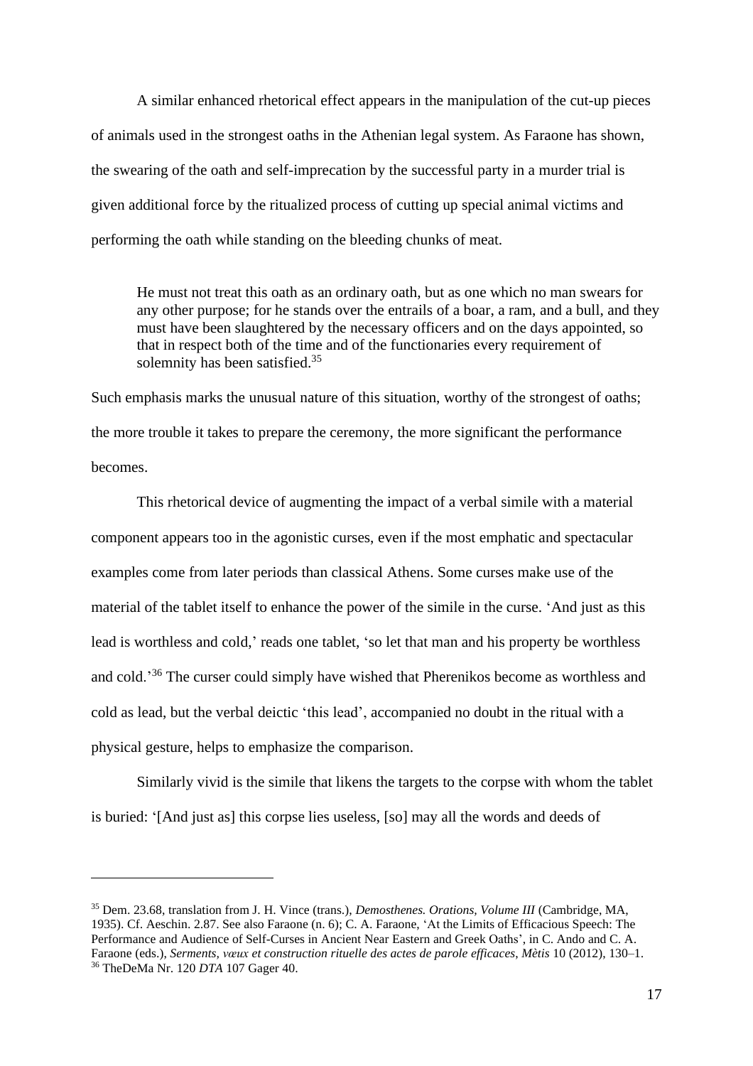A similar enhanced rhetorical effect appears in the manipulation of the cut-up pieces of animals used in the strongest oaths in the Athenian legal system. As Faraone has shown, the swearing of the oath and self-imprecation by the successful party in a murder trial is given additional force by the ritualized process of cutting up special animal victims and performing the oath while standing on the bleeding chunks of meat.

> He must not treat this oath as an ordinary oath, but as one which no man swears for any other purpose; for he stands over the entrails of a boar, a ram, and a bull, and they must have been slaughtered by the necessary officers and on the days appointed, so that in respect both of the time and of the functionaries every requirement of solemnity has been satisfied.[35]

Such emphasis marks the unusual nature of this situation, worthy of the strongest of oaths; the more trouble it takes to prepare the ceremony, the more significant the performance becomes.

This rhetorical device of augmenting the impact of a verbal simile with a material component appears too in the agonistic curses, even if the most emphatic and spectacular examples come from later periods than classical Athens. Some curses make use of the material of the tablet itself to enhance the power of the simile in the curse. 'And just as this lead is worthless and cold,' reads one tablet, 'so let that man and his property be worthless and cold.'[36] The curser could simply have wished that Pherenikos become as worthless and cold as lead, but the verbal deictic 'this lead', accompanied no doubt in the ritual with a physical gesture, helps to emphasize the comparison.

Similarly vivid is the simile that likens the targets to the corpse with whom the tablet is buried: '[And just as] this corpse lies useless, [so] may all the words and deeds of

---

[35] Dem. 23.68, translation from J. H. Vince (trans.), *Demosthenes. Orations, Volume III* (Cambridge, MA, 1935). Cf. Aeschin. 2.87. See also Faraone (n. 6); C. A. Faraone, 'At the Limits of Efficacious Speech: The Performance and Audience of Self-Curses in Ancient Near Eastern and Greek Oaths', in C. Ando and C. A. Faraone (eds.), *Serments, vœux et construction rituelle des actes de parole efficaces*, *Mètis* 10 (2012), 130–1.

[36] TheDeMa Nr. 120 *DTA* 107 Gager 40.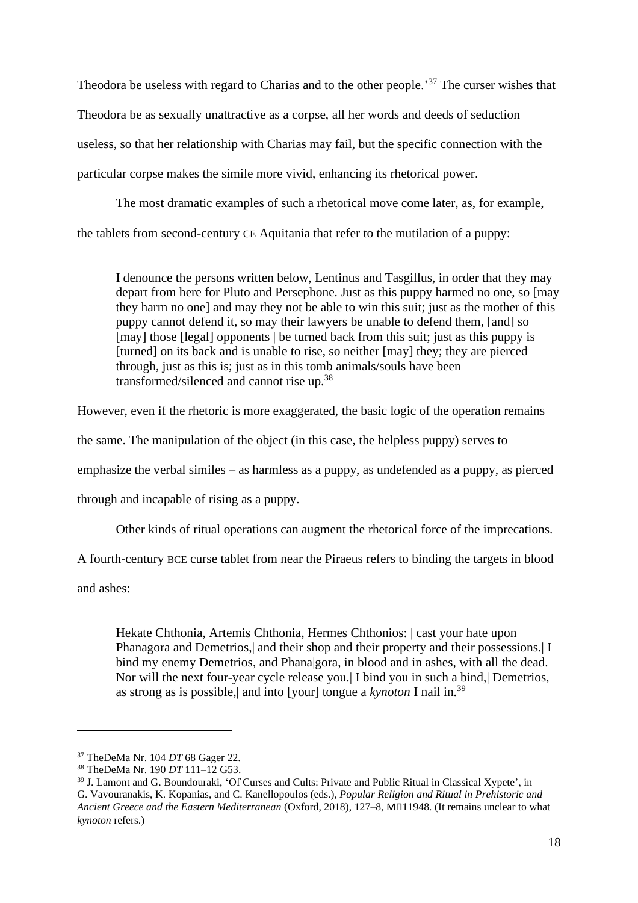Theodora be useless with regard to Charias and to the other people.'[37] The curser wishes that Theodora be as sexually unattractive as a corpse, all her words and deeds of seduction useless, so that her relationship with Charias may fail, but the specific connection with the particular corpse makes the simile more vivid, enhancing its rhetorical power.

The most dramatic examples of such a rhetorical move come later, as, for example, the tablets from second-century CE Aquitania that refer to the mutilation of a puppy:

> I denounce the persons written below, Lentinus and Tasgillus, in order that they may depart from here for Pluto and Persephone. Just as this puppy harmed no one, so [may they harm no one] and may they not be able to win this suit; just as the mother of this puppy cannot defend it, so may their lawyers be unable to defend them, [and] so [may] those [legal] opponents | be turned back from this suit; just as this puppy is [turned] on its back and is unable to rise, so neither [may] they; they are pierced through, just as this is; just as in this tomb animals/souls have been transformed/silenced and cannot rise up.[38]

However, even if the rhetoric is more exaggerated, the basic logic of the operation remains the same. The manipulation of the object (in this case, the helpless puppy) serves to emphasize the verbal similes – as harmless as a puppy, as undefended as a puppy, as pierced through and incapable of rising as a puppy.

Other kinds of ritual operations can augment the rhetorical force of the imprecations. A fourth-century BCE curse tablet from near the Piraeus refers to binding the targets in blood and ashes:

> Hekate Chthonia, Artemis Chthonia, Hermes Chthonios: | cast your hate upon Phanagora and Demetrios,| and their shop and their property and their possessions.| I bind my enemy Demetrios, and Phana|gora, in blood and in ashes, with all the dead. Nor will the next four-year cycle release you.| I bind you in such a bind,| Demetrios, as strong as is possible,| and into [your] tongue a *kynoton* I nail in.[39]

---

[37] TheDeMa Nr. 104 *DT* 68 Gager 22.

[38] TheDeMa Nr. 190 *DT* 111–12 G53.

[39] J. Lamont and G. Boundouraki, 'Of Curses and Cults: Private and Public Ritual in Classical Xypete', in G. Vavouranakis, K. Kopanias, and C. Kanellopoulos (eds.), *Popular Religion and Ritual in Prehistoric and Ancient Greece and the Eastern Mediterranean* (Oxford, 2018), 127–8, MΠ11948. (It remains unclear to what *kynoton* refers.)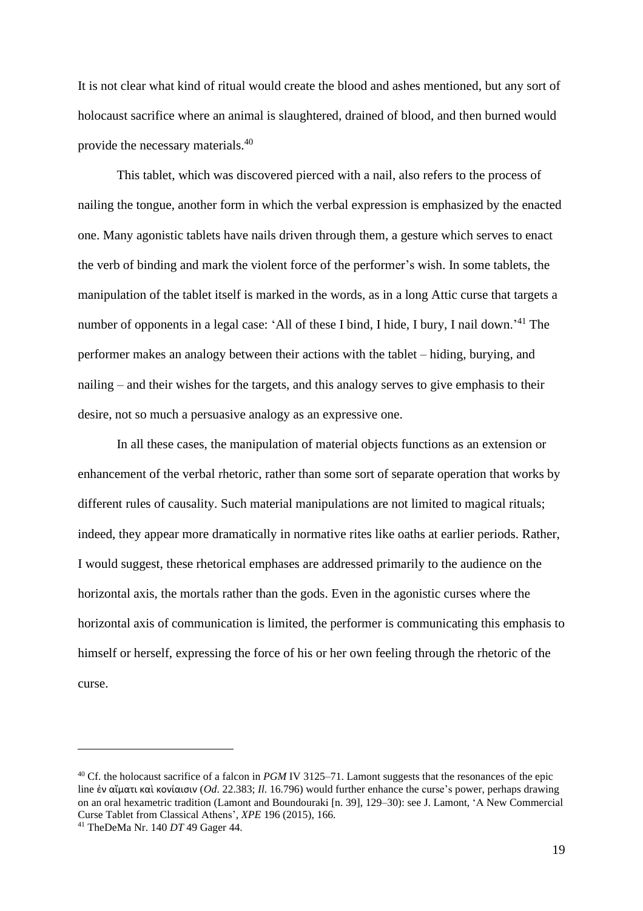It is not clear what kind of ritual would create the blood and ashes mentioned, but any sort of holocaust sacrifice where an animal is slaughtered, drained of blood, and then burned would provide the necessary materials.[40]

This tablet, which was discovered pierced with a nail, also refers to the process of nailing the tongue, another form in which the verbal expression is emphasized by the enacted one. Many agonistic tablets have nails driven through them, a gesture which serves to enact the verb of binding and mark the violent force of the performer's wish. In some tablets, the manipulation of the tablet itself is marked in the words, as in a long Attic curse that targets a number of opponents in a legal case: 'All of these I bind, I hide, I bury, I nail down.'[41] The performer makes an analogy between their actions with the tablet – hiding, burying, and nailing – and their wishes for the targets, and this analogy serves to give emphasis to their desire, not so much a persuasive analogy as an expressive one.

In all these cases, the manipulation of material objects functions as an extension or enhancement of the verbal rhetoric, rather than some sort of separate operation that works by different rules of causality. Such material manipulations are not limited to magical rituals; indeed, they appear more dramatically in normative rites like oaths at earlier periods. Rather, I would suggest, these rhetorical emphases are addressed primarily to the audience on the horizontal axis, the mortals rather than the gods. Even in the agonistic curses where the horizontal axis of communication is limited, the performer is communicating this emphasis to himself or herself, expressing the force of his or her own feeling through the rhetoric of the curse.

---

[40] Cf. the holocaust sacrifice of a falcon in *PGM* IV 3125–71. Lamont suggests that the resonances of the epic line ἐν αἵματι καὶ κονίαισιν (*Od*. 22.383; *Il.* 16.796) would further enhance the curse's power, perhaps drawing on an oral hexametric tradition (Lamont and Boundouraki [n. 39], 129–30): see J. Lamont, 'A New Commercial Curse Tablet from Classical Athens', *XPE* 196 (2015), 166.

[41] TheDeMa Nr. 140 *DT* 49 Gager 44.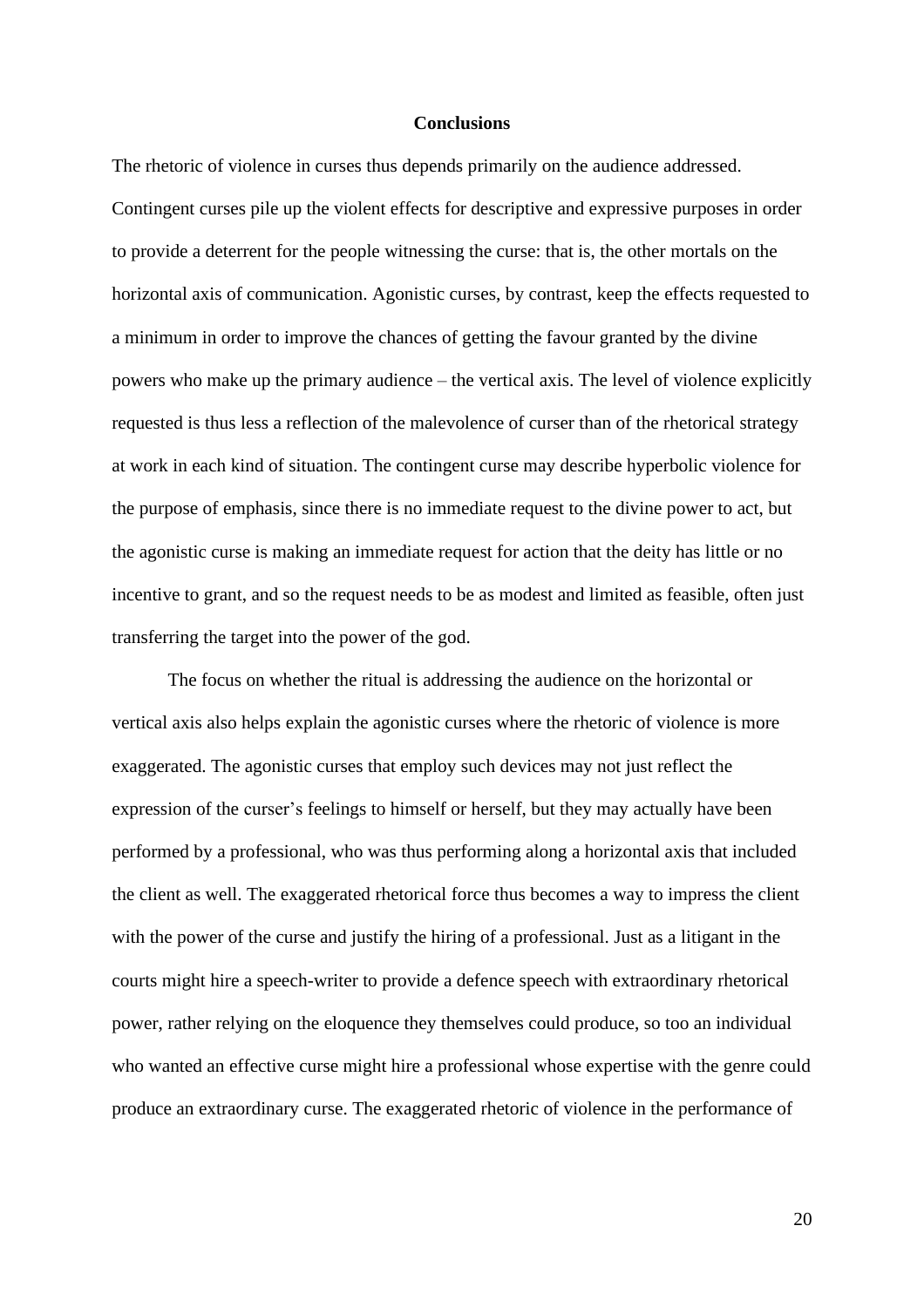## Conclusions

The rhetoric of violence in curses thus depends primarily on the audience addressed. Contingent curses pile up the violent effects for descriptive and expressive purposes in order to provide a deterrent for the people witnessing the curse: that is, the other mortals on the horizontal axis of communication. Agonistic curses, by contrast, keep the effects requested to a minimum in order to improve the chances of getting the favour granted by the divine powers who make up the primary audience – the vertical axis. The level of violence explicitly requested is thus less a reflection of the malevolence of curser than of the rhetorical strategy at work in each kind of situation. The contingent curse may describe hyperbolic violence for the purpose of emphasis, since there is no immediate request to the divine power to act, but the agonistic curse is making an immediate request for action that the deity has little or no incentive to grant, and so the request needs to be as modest and limited as feasible, often just transferring the target into the power of the god.

The focus on whether the ritual is addressing the audience on the horizontal or vertical axis also helps explain the agonistic curses where the rhetoric of violence is more exaggerated. The agonistic curses that employ such devices may not just reflect the expression of the curser's feelings to himself or herself, but they may actually have been performed by a professional, who was thus performing along a horizontal axis that included the client as well. The exaggerated rhetorical force thus becomes a way to impress the client with the power of the curse and justify the hiring of a professional. Just as a litigant in the courts might hire a speech-writer to provide a defence speech with extraordinary rhetorical power, rather relying on the eloquence they themselves could produce, so too an individual who wanted an effective curse might hire a professional whose expertise with the genre could produce an extraordinary curse. The exaggerated rhetoric of violence in the performance of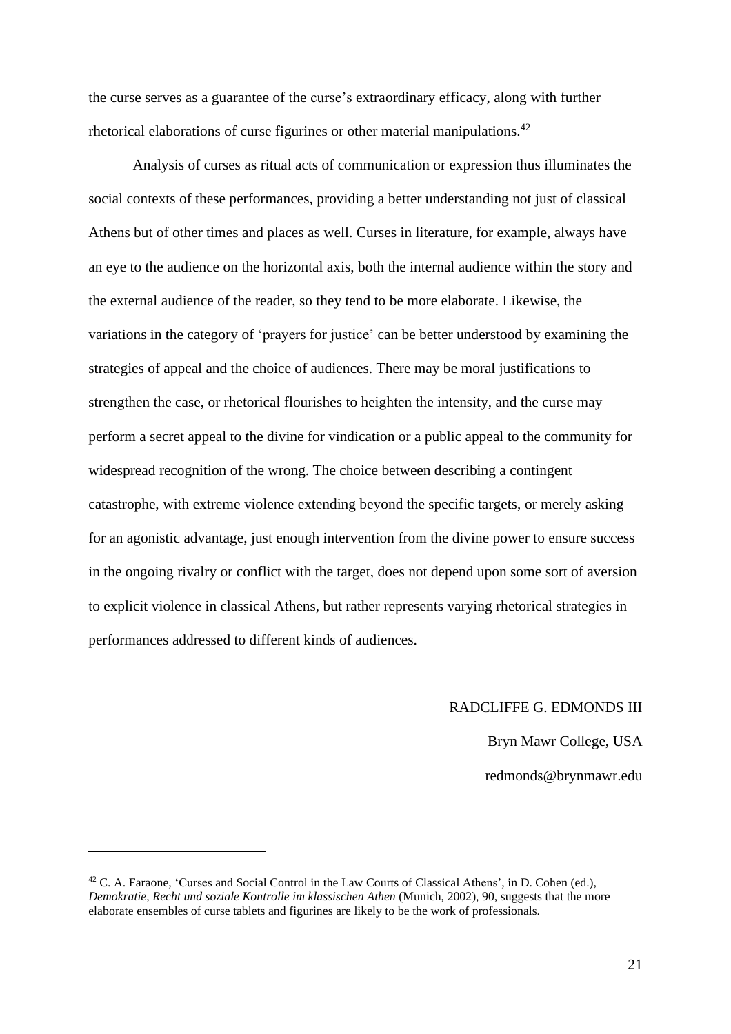the curse serves as a guarantee of the curse's extraordinary efficacy, along with further rhetorical elaborations of curse figurines or other material manipulations.[42]

Analysis of curses as ritual acts of communication or expression thus illuminates the social contexts of these performances, providing a better understanding not just of classical Athens but of other times and places as well. Curses in literature, for example, always have an eye to the audience on the horizontal axis, both the internal audience within the story and the external audience of the reader, so they tend to be more elaborate. Likewise, the variations in the category of 'prayers for justice' can be better understood by examining the strategies of appeal and the choice of audiences. There may be moral justifications to strengthen the case, or rhetorical flourishes to heighten the intensity, and the curse may perform a secret appeal to the divine for vindication or a public appeal to the community for widespread recognition of the wrong. The choice between describing a contingent catastrophe, with extreme violence extending beyond the specific targets, or merely asking for an agonistic advantage, just enough intervention from the divine power to ensure success in the ongoing rivalry or conflict with the target, does not depend upon some sort of aversion to explicit violence in classical Athens, but rather represents varying rhetorical strategies in performances addressed to different kinds of audiences.

RADCLIFFE G. EDMONDS III

Bryn Mawr College, USA

redmonds@brynmawr.edu

---

[42] C. A. Faraone, 'Curses and Social Control in the Law Courts of Classical Athens', in D. Cohen (ed.), *Demokratie, Recht und soziale Kontrolle im klassischen Athen* (Munich, 2002), 90, suggests that the more elaborate ensembles of curse tablets and figurines are likely to be the work of professionals.